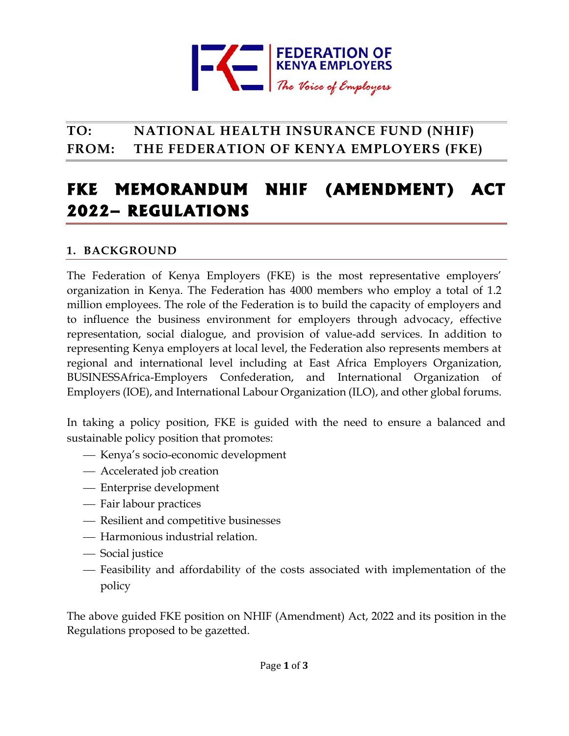FEDERATION OF KENYA EMPLOYERS

*The Voice of Employers*

**TO: NATIONAL HEALTH INSURANCE FUND (NHIF)**
**FROM: THE FEDERATION OF KENYA EMPLOYERS (FKE)**

# FKE MEMORANDUM NHIF (AMENDMENT) ACT 2022– REGULATIONS

## 1. BACKGROUND

The Federation of Kenya Employers (FKE) is the most representative employers' organization in Kenya. The Federation has 4000 members who employ a total of 1.2 million employees. The role of the Federation is to build the capacity of employers and to influence the business environment for employers through advocacy, effective representation, social dialogue, and provision of value-add services. In addition to representing Kenya employers at local level, the Federation also represents members at regional and international level including at East Africa Employers Organization, BUSINESSAfrica-Employers Confederation, and International Organization of Employers (IOE), and International Labour Organization (ILO), and other global forums.

In taking a policy position, FKE is guided with the need to ensure a balanced and sustainable policy position that promotes:

- Kenya's socio-economic development
- Accelerated job creation
- Enterprise development
- Fair labour practices
- Resilient and competitive businesses
- Harmonious industrial relation.
- Social justice
- Feasibility and affordability of the costs associated with implementation of the policy

The above guided FKE position on NHIF (Amendment) Act, 2022 and its position in the Regulations proposed to be gazetted.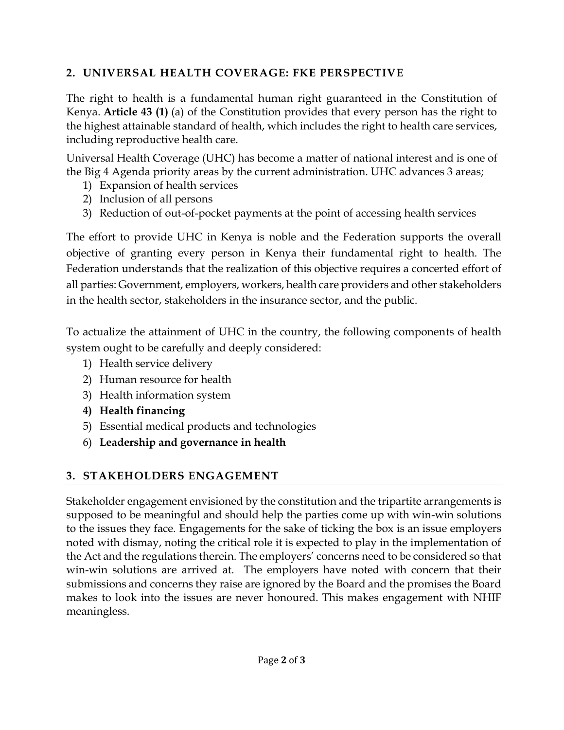## 2. UNIVERSAL HEALTH COVERAGE: FKE PERSPECTIVE

The right to health is a fundamental human right guaranteed in the Constitution of Kenya. **Article 43 (1)** (a) of the Constitution provides that every person has the right to the highest attainable standard of health, which includes the right to health care services, including reproductive health care.

Universal Health Coverage (UHC) has become a matter of national interest and is one of the Big 4 Agenda priority areas by the current administration. UHC advances 3 areas;

1) Expansion of health services
2) Inclusion of all persons
3) Reduction of out-of-pocket payments at the point of accessing health services

The effort to provide UHC in Kenya is noble and the Federation supports the overall objective of granting every person in Kenya their fundamental right to health. The Federation understands that the realization of this objective requires a concerted effort of all parties: Government, employers, workers, health care providers and other stakeholders in the health sector, stakeholders in the insurance sector, and the public.

To actualize the attainment of UHC in the country, the following components of health system ought to be carefully and deeply considered:

1) Health service delivery
2) Human resource for health
3) Health information system
4) **Health financing**
5) Essential medical products and technologies
6) **Leadership and governance in health**

## 3. STAKEHOLDERS ENGAGEMENT

Stakeholder engagement envisioned by the constitution and the tripartite arrangements is supposed to be meaningful and should help the parties come up with win-win solutions to the issues they face. Engagements for the sake of ticking the box is an issue employers noted with dismay, noting the critical role it is expected to play in the implementation of the Act and the regulations therein. The employers' concerns need to be considered so that win-win solutions are arrived at. The employers have noted with concern that their submissions and concerns they raise are ignored by the Board and the promises the Board makes to look into the issues are never honoured. This makes engagement with NHIF meaningless.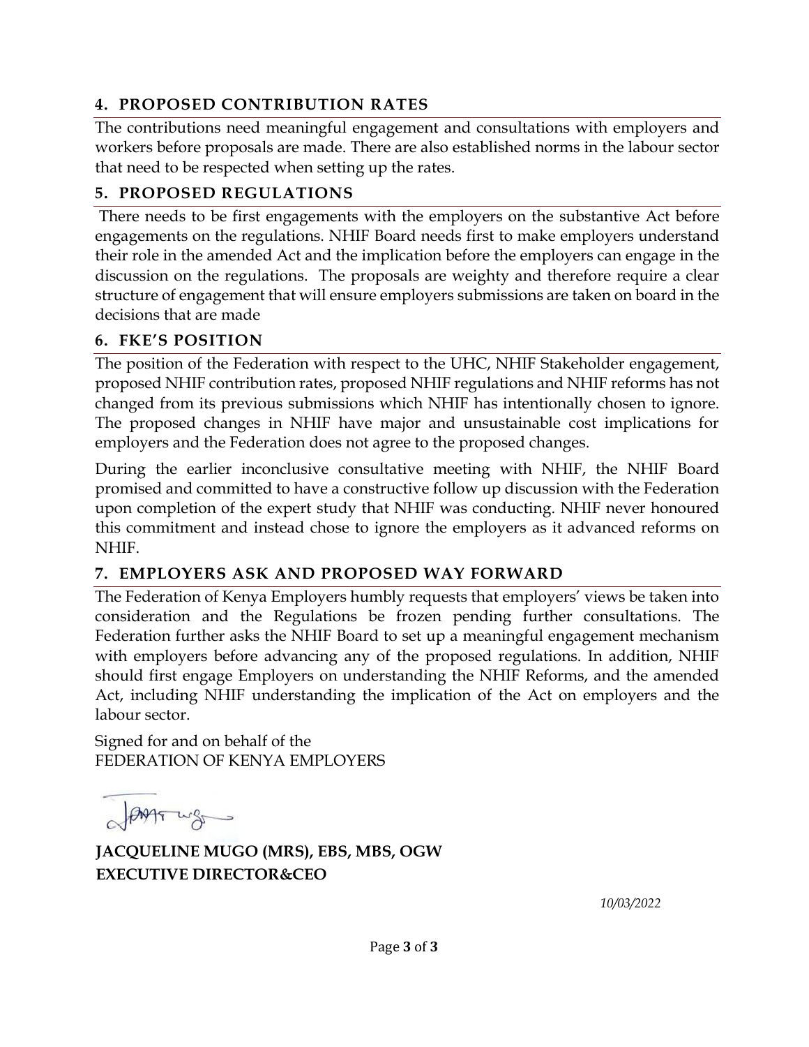## 4. PROPOSED CONTRIBUTION RATES

The contributions need meaningful engagement and consultations with employers and workers before proposals are made. There are also established norms in the labour sector that need to be respected when setting up the rates.

## 5. PROPOSED REGULATIONS

There needs to be first engagements with the employers on the substantive Act before engagements on the regulations. NHIF Board needs first to make employers understand their role in the amended Act and the implication before the employers can engage in the discussion on the regulations. The proposals are weighty and therefore require a clear structure of engagement that will ensure employers submissions are taken on board in the decisions that are made

## 6. FKE'S POSITION

The position of the Federation with respect to the UHC, NHIF Stakeholder engagement, proposed NHIF contribution rates, proposed NHIF regulations and NHIF reforms has not changed from its previous submissions which NHIF has intentionally chosen to ignore. The proposed changes in NHIF have major and unsustainable cost implications for employers and the Federation does not agree to the proposed changes.

During the earlier inconclusive consultative meeting with NHIF, the NHIF Board promised and committed to have a constructive follow up discussion with the Federation upon completion of the expert study that NHIF was conducting. NHIF never honoured this commitment and instead chose to ignore the employers as it advanced reforms on NHIF.

## 7. EMPLOYERS ASK AND PROPOSED WAY FORWARD

The Federation of Kenya Employers humbly requests that employers' views be taken into consideration and the Regulations be frozen pending further consultations. The Federation further asks the NHIF Board to set up a meaningful engagement mechanism with employers before advancing any of the proposed regulations. In addition, NHIF should first engage Employers on understanding the NHIF Reforms, and the amended Act, including NHIF understanding the implication of the Act on employers and the labour sector.

Signed for and on behalf of the
FEDERATION OF KENYA EMPLOYERS

**JACQUELINE MUGO (MRS), EBS, MBS, OGW**
**EXECUTIVE DIRECTOR&CEO**

*10/03/2022*